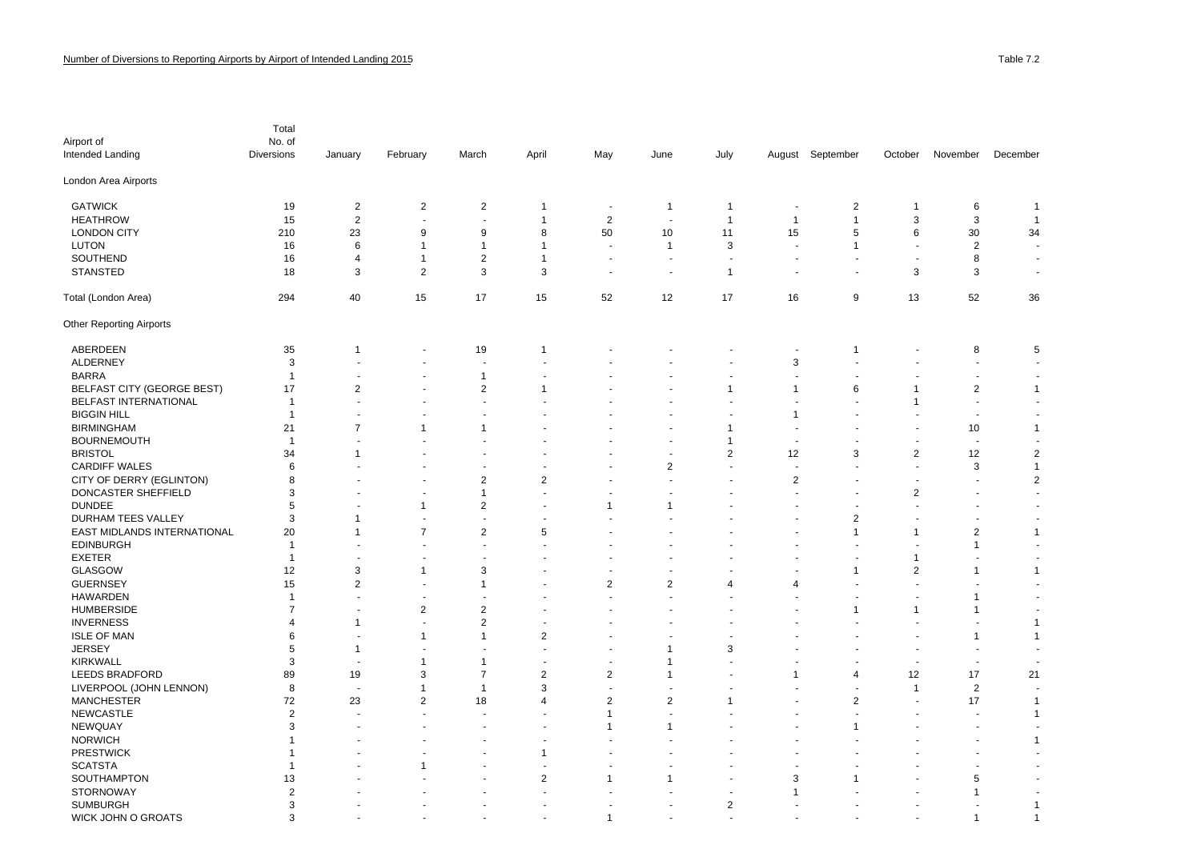Number of Diversions to Reporting Airports by Airport of Intended Landing 2015

Table 7.2

| Airport of Intended Landing | Total No. of Diversions | January | February | March | April | May | June | July | August | September | October | November | December |
|---|---|---|---|---|---|---|---|---|---|---|---|---|---|
| **London Area Airports** | | | | | | | | | | | | | |
| GATWICK | 19 | 2 | 2 | 2 | 1 | - | 1 | 1 | - | 2 | 1 | 6 | 1 |
| HEATHROW | 15 | 2 | - | - | 1 | 2 | - | 1 | 1 | 1 | 3 | 3 | 1 |
| LONDON CITY | 210 | 23 | 9 | 9 | 8 | 50 | 10 | 11 | 15 | 5 | 6 | 30 | 34 |
| LUTON | 16 | 6 | 1 | 1 | 1 | - | 1 | 3 | - | 1 | - | 2 | - |
| SOUTHEND | 16 | 4 | 1 | 2 | 1 | - | - | - | - | - | - | 8 | - |
| STANSTED | 18 | 3 | 2 | 3 | 3 | - | - | 1 | - | - | 3 | 3 | - |
| Total (London Area) | 294 | 40 | 15 | 17 | 15 | 52 | 12 | 17 | 16 | 9 | 13 | 52 | 36 |
| **Other Reporting Airports** | | | | | | | | | | | | | |
| ABERDEEN | 35 | 1 | - | 19 | 1 | - | - | - | - | 1 | - | 8 | 5 |
| ALDERNEY | 3 | - | - | - | - | - | - | - | 3 | - | - | - | - |
| BARRA | 1 | - | - | 1 | - | - | - | - | - | - | - | - | - |
| BELFAST CITY (GEORGE BEST) | 17 | 2 | - | 2 | 1 | - | - | 1 | 1 | 6 | 1 | 2 | 1 |
| BELFAST INTERNATIONAL | 1 | - | - | - | - | - | - | - | - | - | 1 | - | - |
| BIGGIN HILL | 1 | - | - | - | - | - | - | - | 1 | - | - | - | - |
| BIRMINGHAM | 21 | 7 | 1 | 1 | - | - | - | 1 | - | - | - | 10 | 1 |
| BOURNEMOUTH | 1 | - | - | - | - | - | - | 1 | - | - | - | - | - |
| BRISTOL | 34 | 1 | - | - | - | - | - | 2 | 12 | 3 | 2 | 12 | 2 |
| CARDIFF WALES | 6 | - | - | - | - | - | 2 | - | - | - | - | 3 | 1 |
| CITY OF DERRY (EGLINTON) | 8 | - | - | 2 | 2 | - | - | - | 2 | - | - | - | 2 |
| DONCASTER SHEFFIELD | 3 | - | - | 1 | - | - | - | - | - | - | 2 | - | - |
| DUNDEE | 5 | - | 1 | 2 | - | 1 | 1 | - | - | - | - | - | - |
| DURHAM TEES VALLEY | 3 | 1 | - | - | - | - | - | - | - | 2 | - | - | - |
| EAST MIDLANDS INTERNATIONAL | 20 | 1 | 7 | 2 | 5 | - | - | - | - | 1 | 1 | 2 | 1 |
| EDINBURGH | 1 | - | - | - | - | - | - | - | - | - | - | 1 | - |
| EXETER | 1 | - | - | - | - | - | - | - | - | - | 1 | - | - |
| GLASGOW | 12 | 3 | 1 | 3 | - | - | - | - | - | 1 | 2 | 1 | 1 |
| GUERNSEY | 15 | 2 | - | 1 | - | 2 | 2 | 4 | 4 | - | - | - | - |
| HAWARDEN | 1 | - | - | - | - | - | - | - | - | - | - | 1 | - |
| HUMBERSIDE | 7 | - | 2 | 2 | - | - | - | - | - | 1 | 1 | 1 | - |
| INVERNESS | 4 | 1 | - | 2 | - | - | - | - | - | - | - | - | 1 |
| ISLE OF MAN | 6 | - | 1 | 1 | 2 | - | - | - | - | - | - | 1 | 1 |
| JERSEY | 5 | 1 | - | - | - | - | 1 | 3 | - | - | - | - | - |
| KIRKWALL | 3 | - | 1 | 1 | - | - | 1 | - | - | - | - | - | - |
| LEEDS BRADFORD | 89 | 19 | 3 | 7 | 2 | 2 | 1 | - | 1 | 4 | 12 | 17 | 21 |
| LIVERPOOL (JOHN LENNON) | 8 | - | 1 | 1 | 3 | - | - | - | - | - | 1 | 2 | - |
| MANCHESTER | 72 | 23 | 2 | 18 | 4 | 2 | 2 | 1 | - | 2 | - | 17 | 1 |
| NEWCASTLE | 2 | - | - | - | - | 1 | - | - | - | - | - | - | 1 |
| NEWQUAY | 3 | - | - | - | - | 1 | 1 | - | - | 1 | - | - | - |
| NORWICH | 1 | - | - | - | - | - | - | - | - | - | - | - | 1 |
| PRESTWICK | 1 | - | - | - | 1 | - | - | - | - | - | - | - | - |
| SCATSTA | 1 | - | 1 | - | - | - | - | - | - | - | - | - | - |
| SOUTHAMPTON | 13 | - | - | - | 2 | 1 | 1 | - | 3 | 1 | - | 5 | - |
| STORNOWAY | 2 | - | - | - | - | - | - | - | 1 | - | - | 1 | - |
| SUMBURGH | 3 | - | - | - | - | - | - | 2 | - | - | - | - | 1 |
| WICK JOHN O GROATS | 3 | - | - | - | - | 1 | - | - | - | - | - | 1 | 1 |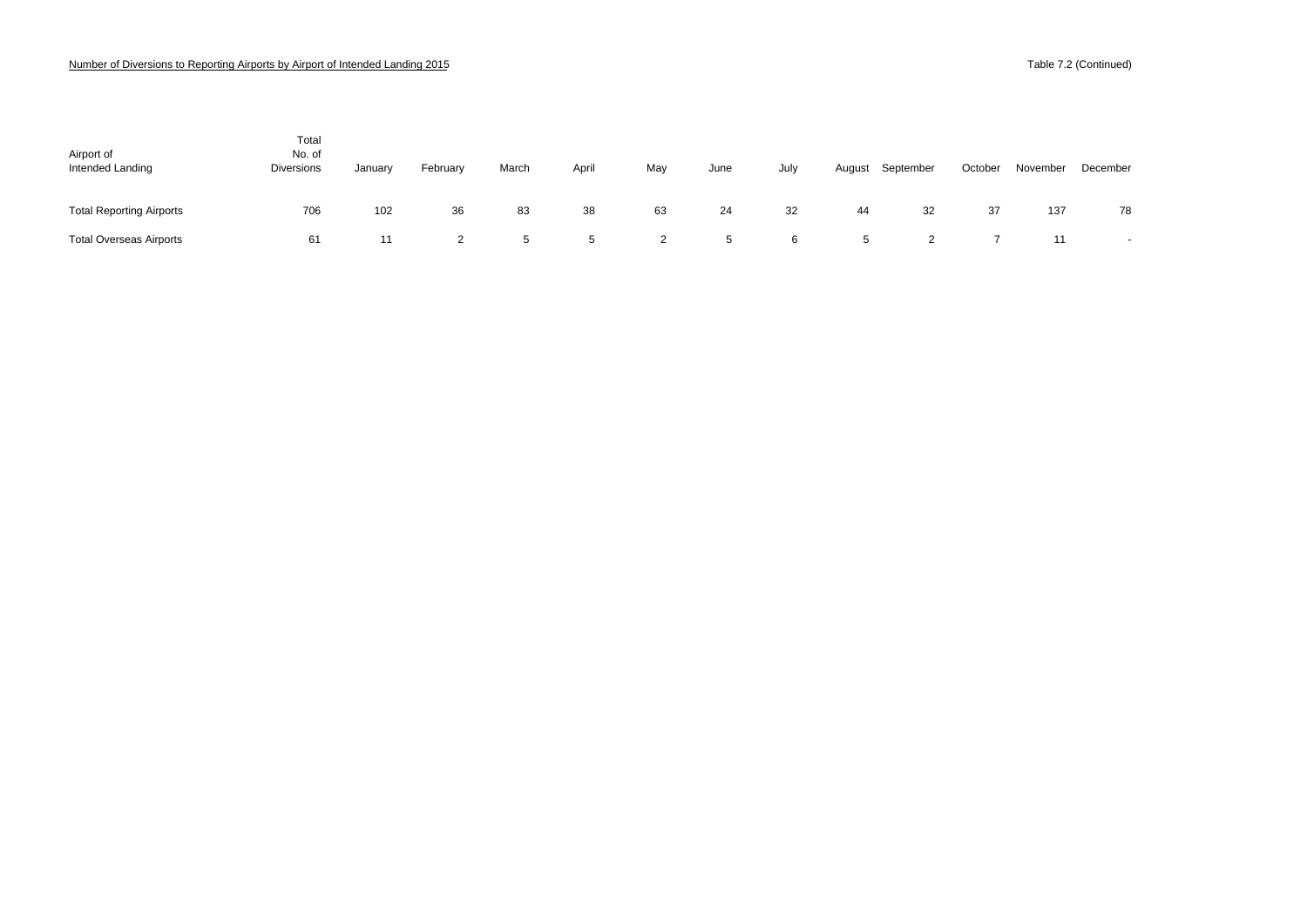Number of Diversions to Reporting Airports by Airport of Intended Landing 2015

Table 7.2 (Continued)

| Airport of Intended Landing | Total No. of Diversions | January | February | March | April | May | June | July | August | September | October | November | December |
|---|---|---|---|---|---|---|---|---|---|---|---|---|---|
| Total Reporting Airports | 706 | 102 | 36 | 83 | 38 | 63 | 24 | 32 | 44 | 32 | 37 | 137 | 78 |
| Total Overseas Airports | 61 | 11 | 2 | 5 | 5 | 2 | 5 | 6 | 5 | 2 | 7 | 11 | - |